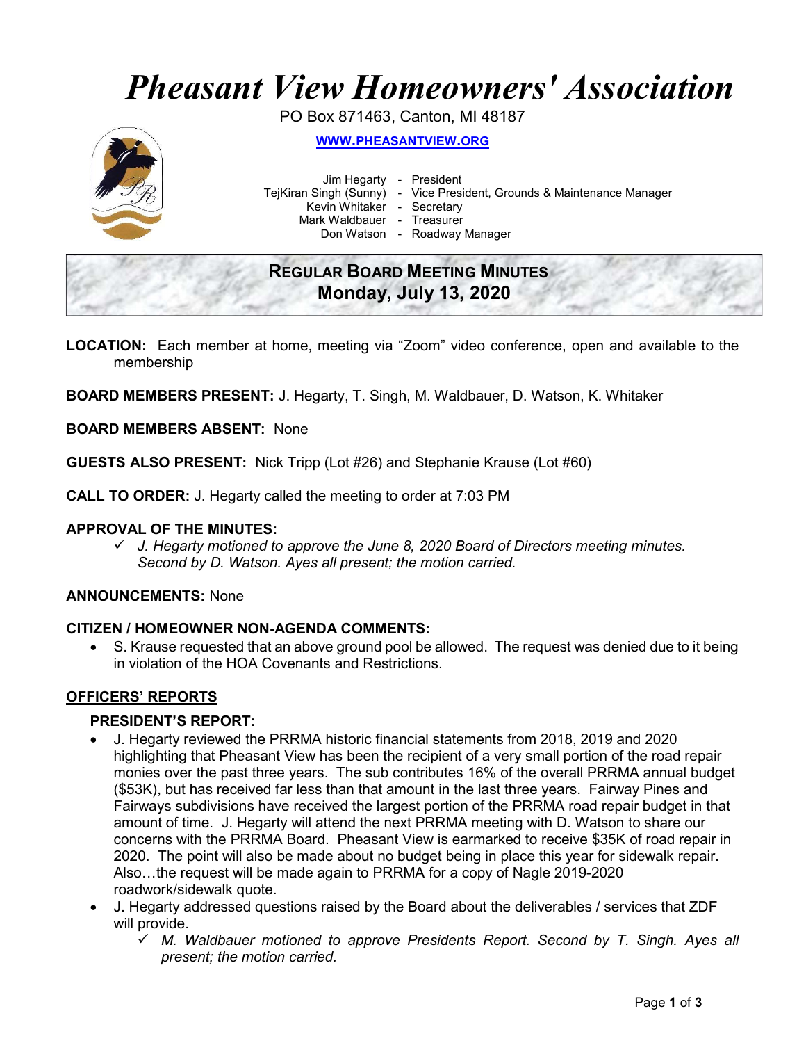# *Pheasant View Homeowners' Association*

PO Box 871463, Canton, MI 48187

**WWW.PHEASANTVIEW.ORG**

Jim Hegarty - President
TejKiran Singh (Sunny) - Vice President, Grounds & Maintenance Manager
Kevin Whitaker - Secretary
Mark Waldbauer - Treasurer
Don Watson - Roadway Manager

## REGULAR BOARD MEETING MINUTES
## Monday, July 13, 2020

**LOCATION:** Each member at home, meeting via "Zoom" video conference, open and available to the membership

**BOARD MEMBERS PRESENT:** J. Hegarty, T. Singh, M. Waldbauer, D. Watson, K. Whitaker

**BOARD MEMBERS ABSENT:** None

**GUESTS ALSO PRESENT:** Nick Tripp (Lot #26) and Stephanie Krause (Lot #60)

**CALL TO ORDER:** J. Hegarty called the meeting to order at 7:03 PM

**APPROVAL OF THE MINUTES:**

- ✓ *J. Hegarty motioned to approve the June 8, 2020 Board of Directors meeting minutes. Second by D. Watson. Ayes all present; the motion carried.*

**ANNOUNCEMENTS:** None

**CITIZEN / HOMEOWNER NON-AGENDA COMMENTS:**

- S. Krause requested that an above ground pool be allowed. The request was denied due to it being in violation of the HOA Covenants and Restrictions.

**OFFICERS' REPORTS**

**PRESIDENT'S REPORT:**

- J. Hegarty reviewed the PRRMA historic financial statements from 2018, 2019 and 2020 highlighting that Pheasant View has been the recipient of a very small portion of the road repair monies over the past three years. The sub contributes 16% of the overall PRRMA annual budget ($53K), but has received far less than that amount in the last three years. Fairway Pines and Fairways subdivisions have received the largest portion of the PRRMA road repair budget in that amount of time. J. Hegarty will attend the next PRRMA meeting with D. Watson to share our concerns with the PRRMA Board. Pheasant View is earmarked to receive $35K of road repair in 2020. The point will also be made about no budget being in place this year for sidewalk repair. Also…the request will be made again to PRRMA for a copy of Nagle 2019-2020 roadwork/sidewalk quote.
- J. Hegarty addressed questions raised by the Board about the deliverables / services that ZDF will provide.
    - ✓ *M. Waldbauer motioned to approve Presidents Report. Second by T. Singh. Ayes all present; the motion carried.*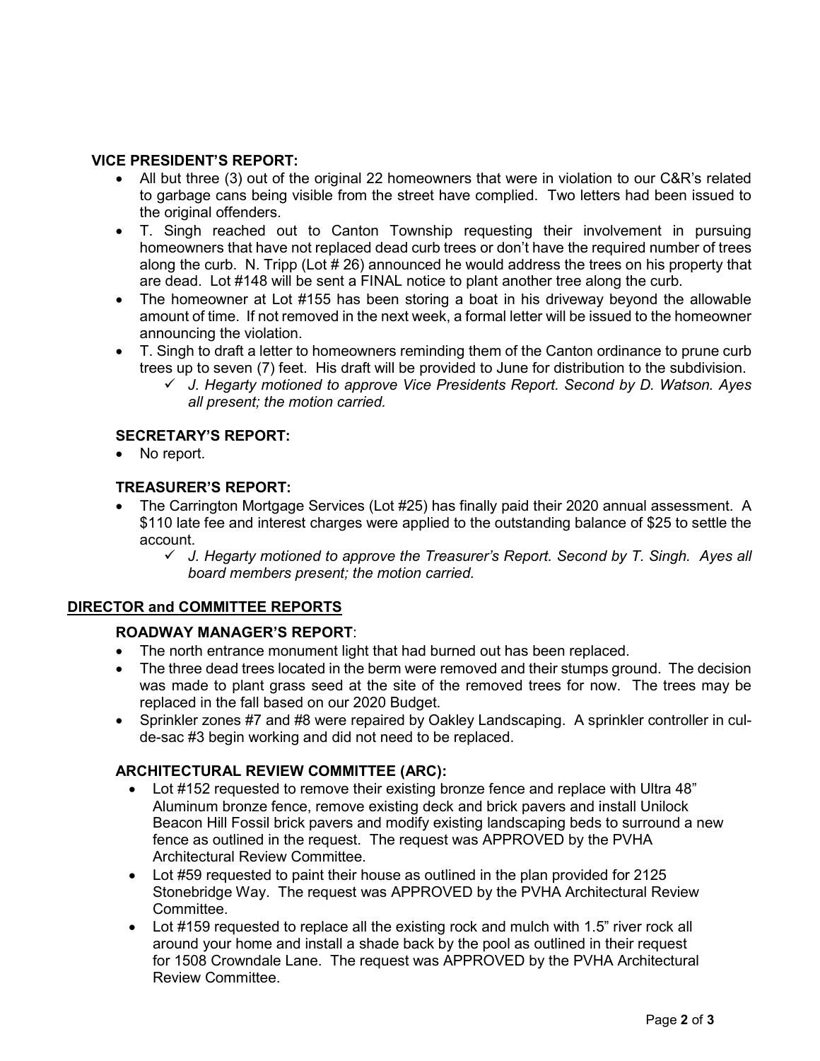### VICE PRESIDENT'S REPORT:

- All but three (3) out of the original 22 homeowners that were in violation to our C&R's related to garbage cans being visible from the street have complied. Two letters had been issued to the original offenders.
- T. Singh reached out to Canton Township requesting their involvement in pursuing homeowners that have not replaced dead curb trees or don't have the required number of trees along the curb. N. Tripp (Lot # 26) announced he would address the trees on his property that are dead. Lot #148 will be sent a FINAL notice to plant another tree along the curb.
- The homeowner at Lot #155 has been storing a boat in his driveway beyond the allowable amount of time. If not removed in the next week, a formal letter will be issued to the homeowner announcing the violation.
- T. Singh to draft a letter to homeowners reminding them of the Canton ordinance to prune curb trees up to seven (7) feet. His draft will be provided to June for distribution to the subdivision.
  - ✓ *J. Hegarty motioned to approve Vice Presidents Report. Second by D. Watson. Ayes all present; the motion carried.*

### SECRETARY'S REPORT:

- No report.

### TREASURER'S REPORT:

- The Carrington Mortgage Services (Lot #25) has finally paid their 2020 annual assessment. A $110 late fee and interest charges were applied to the outstanding balance of $25 to settle the account.
  - ✓ *J. Hegarty motioned to approve the Treasurer's Report. Second by T. Singh. Ayes all board members present; the motion carried.*

## DIRECTOR and COMMITTEE REPORTS

### ROADWAY MANAGER'S REPORT:

- The north entrance monument light that had burned out has been replaced.
- The three dead trees located in the berm were removed and their stumps ground. The decision was made to plant grass seed at the site of the removed trees for now. The trees may be replaced in the fall based on our 2020 Budget.
- Sprinkler zones #7 and #8 were repaired by Oakley Landscaping. A sprinkler controller in cul-de-sac #3 begin working and did not need to be replaced.

### ARCHITECTURAL REVIEW COMMITTEE (ARC):

- Lot #152 requested to remove their existing bronze fence and replace with Ultra 48" Aluminum bronze fence, remove existing deck and brick pavers and install Unilock Beacon Hill Fossil brick pavers and modify existing landscaping beds to surround a new fence as outlined in the request. The request was APPROVED by the PVHA Architectural Review Committee.
- Lot #59 requested to paint their house as outlined in the plan provided for 2125 Stonebridge Way. The request was APPROVED by the PVHA Architectural Review Committee.
- Lot #159 requested to replace all the existing rock and mulch with 1.5" river rock all around your home and install a shade back by the pool as outlined in their request for 1508 Crowndale Lane. The request was APPROVED by the PVHA Architectural Review Committee.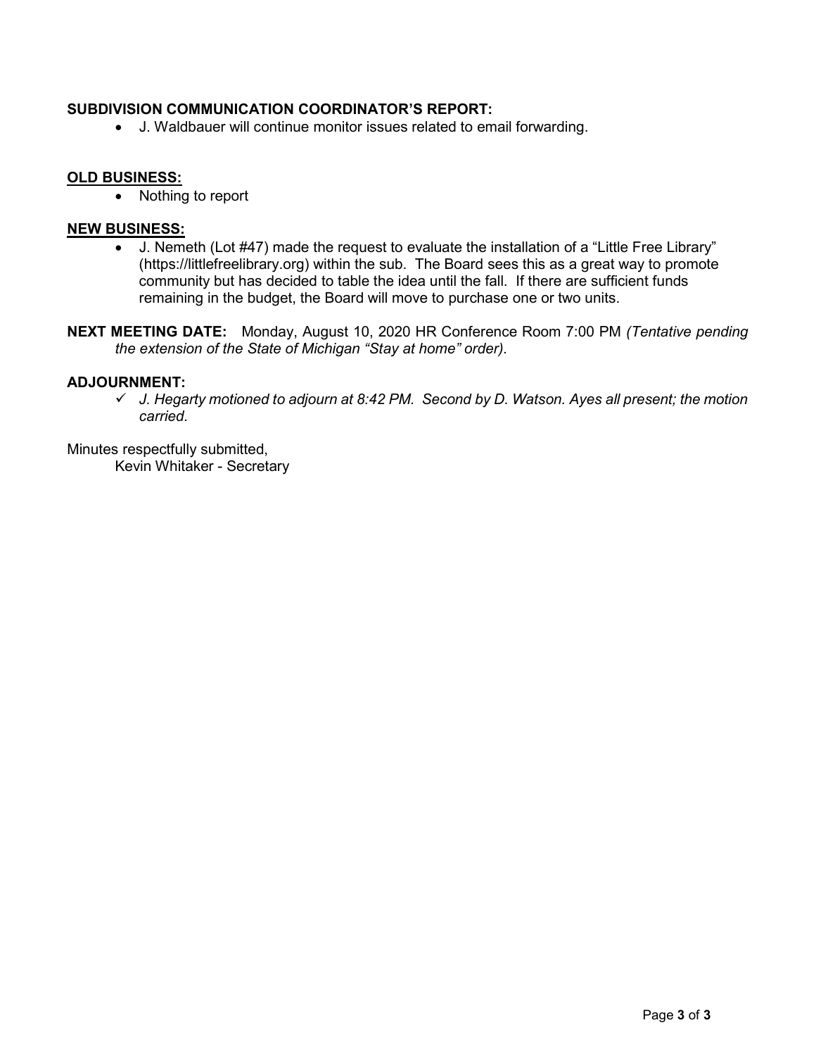**SUBDIVISION COMMUNICATION COORDINATOR'S REPORT:**

- J. Waldbauer will continue monitor issues related to email forwarding.

**OLD BUSINESS:**

- Nothing to report

**NEW BUSINESS:**

- J. Nemeth (Lot #47) made the request to evaluate the installation of a "Little Free Library" (https://littlefreelibrary.org) within the sub. The Board sees this as a great way to promote community but has decided to table the idea until the fall. If there are sufficient funds remaining in the budget, the Board will move to purchase one or two units.

**NEXT MEETING DATE:** Monday, August 10, 2020 HR Conference Room 7:00 PM *(Tentative pending the extension of the State of Michigan "Stay at home" order).*

**ADJOURNMENT:**

- ✓ *J. Hegarty motioned to adjourn at 8:42 PM. Second by D. Watson. Ayes all present; the motion carried.*

Minutes respectfully submitted,
Kevin Whitaker - Secretary